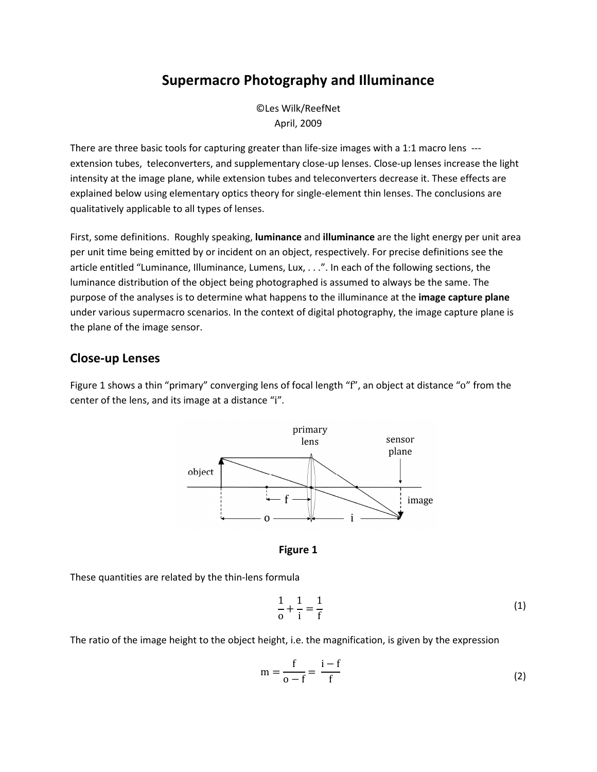# Supermacro Photography and Illuminance

©Les Wilk/ReefNet
April, 2009

There are three basic tools for capturing greater than life-size images with a 1:1 macro lens --- extension tubes, teleconverters, and supplementary close-up lenses. Close-up lenses increase the light intensity at the image plane, while extension tubes and teleconverters decrease it. These effects are explained below using elementary optics theory for single-element thin lenses. The conclusions are qualitatively applicable to all types of lenses.

First, some definitions. Roughly speaking, **luminance** and **illuminance** are the light energy per unit area per unit time being emitted by or incident on an object, respectively. For precise definitions see the article entitled "Luminance, Illuminance, Lumens, Lux, . . .". In each of the following sections, the luminance distribution of the object being photographed is assumed to always be the same. The purpose of the analyses is to determine what happens to the illuminance at the **image capture plane** under various supermacro scenarios. In the context of digital photography, the image capture plane is the plane of the image sensor.

## Close-up Lenses

Figure 1 shows a thin "primary" converging lens of focal length "f", an object at distance "o" from the center of the lens, and its image at a distance "i".

**Figure 1**

These quantities are related by the thin-lens formula

$$\frac{1}{o} + \frac{1}{i} = \frac{1}{f} \tag{1}$$

The ratio of the image height to the object height, i.e. the magnification, is given by the expression

$$m = \frac{f}{o - f} = \frac{i - f}{f} \tag{2}$$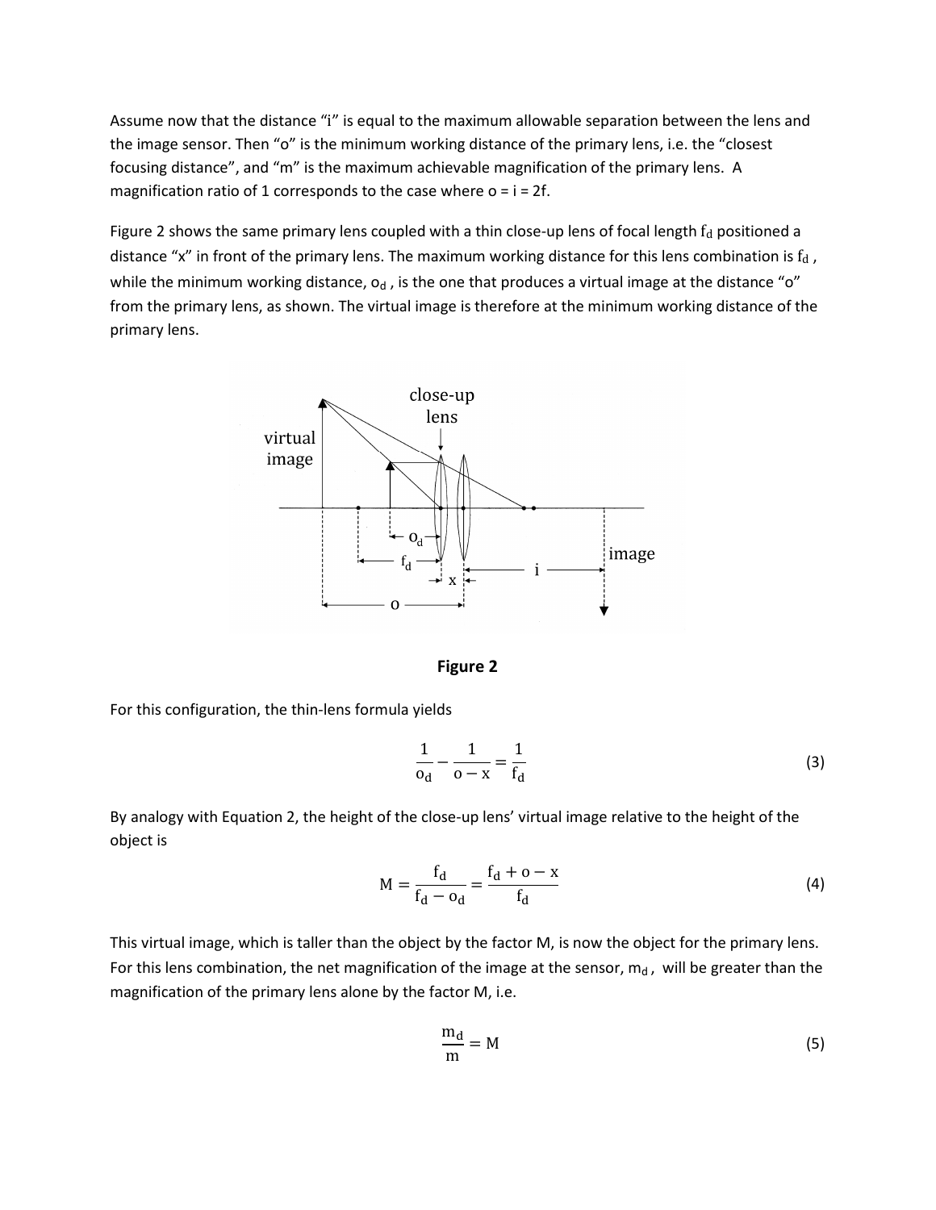Assume now that the distance "i" is equal to the maximum allowable separation between the lens and the image sensor. Then "o" is the minimum working distance of the primary lens, i.e. the "closest focusing distance", and "m" is the maximum achievable magnification of the primary lens. A magnification ratio of 1 corresponds to the case where o = i = 2f.

Figure 2 shows the same primary lens coupled with a thin close-up lens of focal length $f_d$ positioned a distance "x" in front of the primary lens. The maximum working distance for this lens combination is $f_d$ , while the minimum working distance, $o_d$ , is the one that produces a virtual image at the distance "o" from the primary lens, as shown. The virtual image is therefore at the minimum working distance of the primary lens.

**Figure 2**

For this configuration, the thin-lens formula yields

$$\frac{1}{o_d} - \frac{1}{o - x} = \frac{1}{f_d} \tag{3}$$

By analogy with Equation 2, the height of the close-up lens' virtual image relative to the height of the object is

$$M = \frac{f_d}{f_d - o_d} = \frac{f_d + o - x}{f_d} \tag{4}$$

This virtual image, which is taller than the object by the factor M, is now the object for the primary lens. For this lens combination, the net magnification of the image at the sensor, $m_d$ , will be greater than the magnification of the primary lens alone by the factor M, i.e.

$$\frac{m_d}{m} = M \tag{5}$$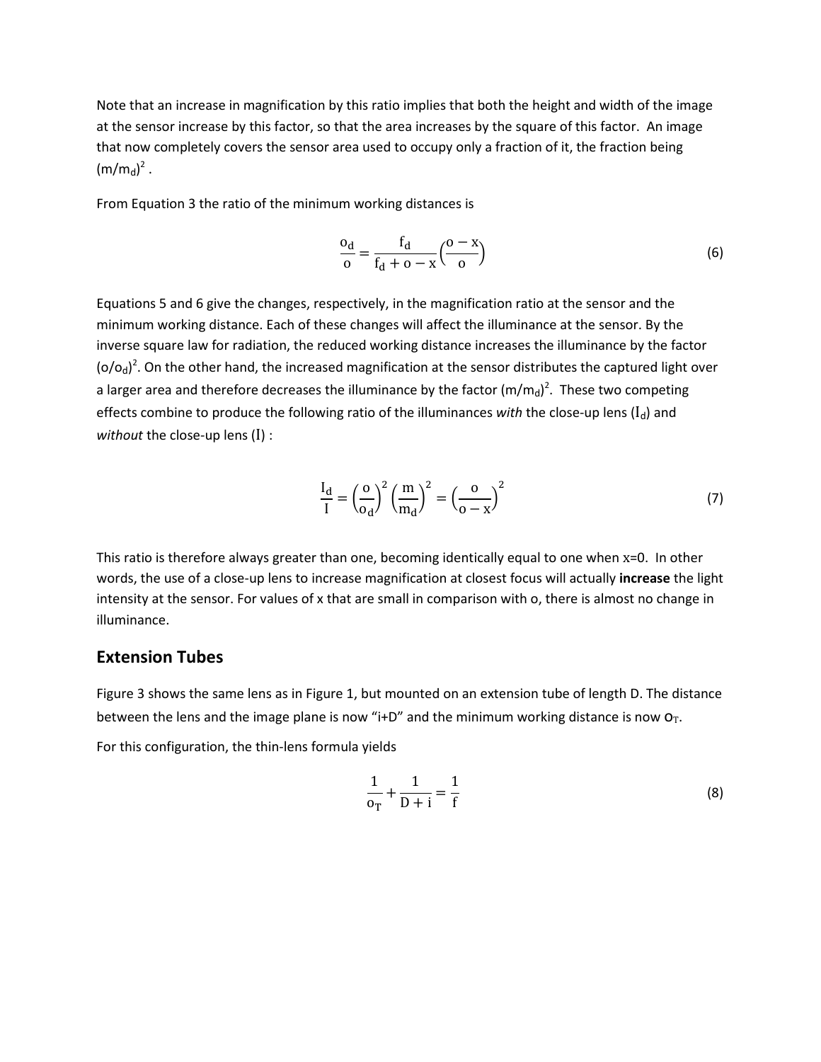Note that an increase in magnification by this ratio implies that both the height and width of the image at the sensor increase by this factor, so that the area increases by the square of this factor. An image that now completely covers the sensor area used to occupy only a fraction of it, the fraction being $(m/m_d)^2$.

From Equation 3 the ratio of the minimum working distances is

$$\frac{o_d}{o} = \frac{f_d}{f_d + o - x}\left(\frac{o - x}{o}\right) \tag{6}$$

Equations 5 and 6 give the changes, respectively, in the magnification ratio at the sensor and the minimum working distance. Each of these changes will affect the illuminance at the sensor. By the inverse square law for radiation, the reduced working distance increases the illuminance by the factor $(o/o_d)^2$. On the other hand, the increased magnification at the sensor distributes the captured light over a larger area and therefore decreases the illuminance by the factor $(m/m_d)^2$. These two competing effects combine to produce the following ratio of the illuminances *with* the close-up lens ($I_d$) and *without* the close-up lens ($I$) :

$$\frac{I_d}{I} = \left(\frac{o}{o_d}\right)^2 \left(\frac{m}{m_d}\right)^2 = \left(\frac{o}{o - x}\right)^2 \tag{7}$$

This ratio is therefore always greater than one, becoming identically equal to one when $x=0$. In other words, the use of a close-up lens to increase magnification at closest focus will actually **increase** the light intensity at the sensor. For values of x that are small in comparison with o, there is almost no change in illuminance.

## Extension Tubes

Figure 3 shows the same lens as in Figure 1, but mounted on an extension tube of length D. The distance between the lens and the image plane is now "i+D" and the minimum working distance is now $o_T$.

For this configuration, the thin-lens formula yields

$$\frac{1}{o_T} + \frac{1}{D + i} = \frac{1}{f} \tag{8}$$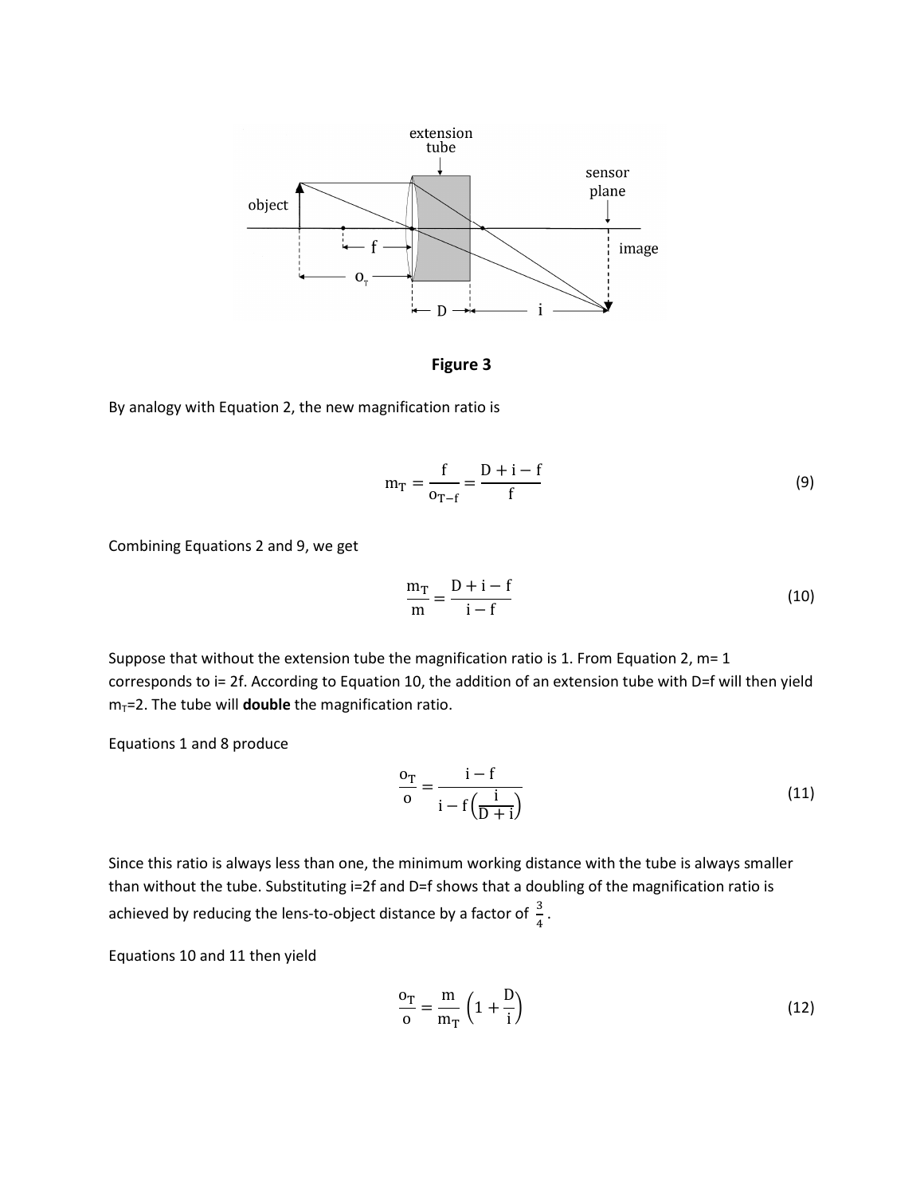**Figure 3**

By analogy with Equation 2, the new magnification ratio is

$$m_T = \frac{f}{o_{T-f}} = \frac{D + i - f}{f} \tag{9}$$

Combining Equations 2 and 9, we get

$$\frac{m_T}{m} = \frac{D + i - f}{i - f} \tag{10}$$

Suppose that without the extension tube the magnification ratio is 1. From Equation 2, m= 1 corresponds to i= 2f. According to Equation 10, the addition of an extension tube with D=f will then yield $m_T$=2. The tube will **double** the magnification ratio.

Equations 1 and 8 produce

$$\frac{o_T}{o} = \frac{i - f}{i - f\left(\frac{i}{D + i}\right)} \tag{11}$$

Since this ratio is always less than one, the minimum working distance with the tube is always smaller than without the tube. Substituting i=2f and D=f shows that a doubling of the magnification ratio is achieved by reducing the lens-to-object distance by a factor of $\frac{3}{4}$.

Equations 10 and 11 then yield

$$\frac{o_T}{o} = \frac{m}{m_T}\left(1 + \frac{D}{i}\right) \tag{12}$$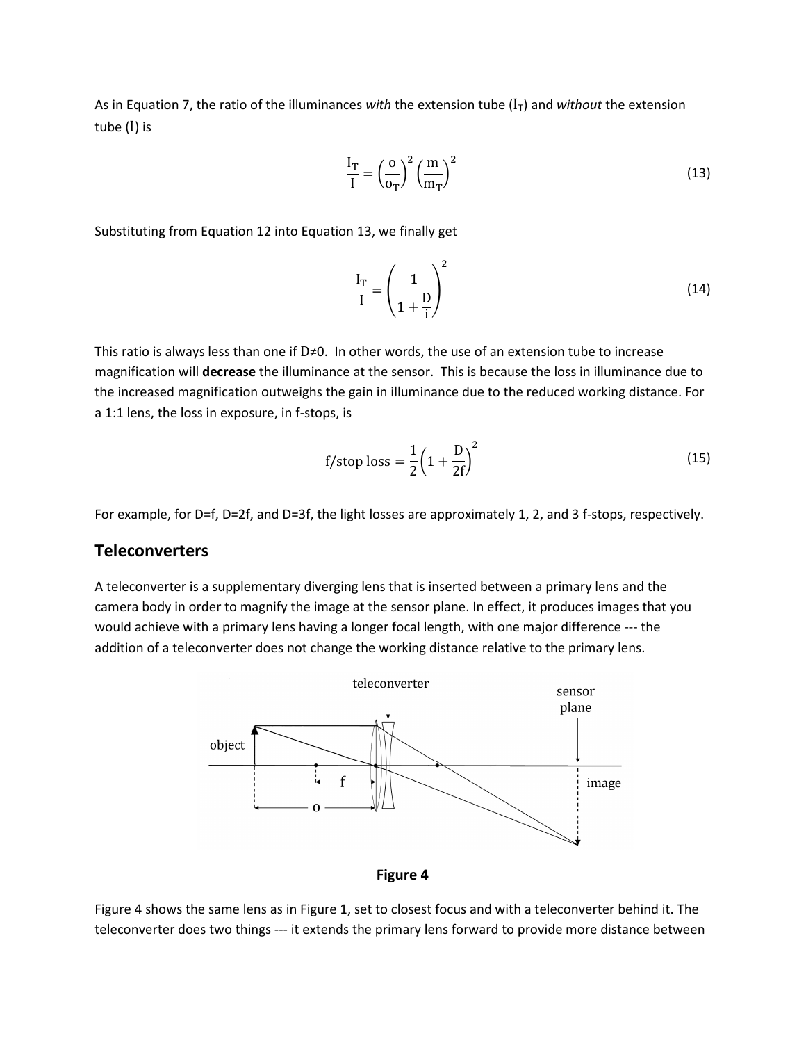As in Equation 7, the ratio of the illuminances *with* the extension tube ($I_T$) and *without* the extension tube ($I$) is

$$\frac{I_T}{I} = \left(\frac{o}{o_T}\right)^2 \left(\frac{m}{m_T}\right)^2 \tag{13}$$

Substituting from Equation 12 into Equation 13, we finally get

$$\frac{I_T}{I} = \left(\frac{1}{1 + \frac{D}{i}}\right)^2 \tag{14}$$

This ratio is always less than one if $D \neq 0$. In other words, the use of an extension tube to increase magnification will **decrease** the illuminance at the sensor. This is because the loss in illuminance due to the increased magnification outweighs the gain in illuminance due to the reduced working distance. For a 1:1 lens, the loss in exposure, in f-stops, is

$$\text{f/stop loss} = \frac{1}{2}\left(1 + \frac{D}{2f}\right)^2 \tag{15}$$

For example, for D=f, D=2f, and D=3f, the light losses are approximately 1, 2, and 3 f-stops, respectively.

## Teleconverters

A teleconverter is a supplementary diverging lens that is inserted between a primary lens and the camera body in order to magnify the image at the sensor plane. In effect, it produces images that you would achieve with a primary lens having a longer focal length, with one major difference --- the addition of a teleconverter does not change the working distance relative to the primary lens.

**Figure 4**

Figure 4 shows the same lens as in Figure 1, set to closest focus and with a teleconverter behind it. The teleconverter does two things --- it extends the primary lens forward to provide more distance between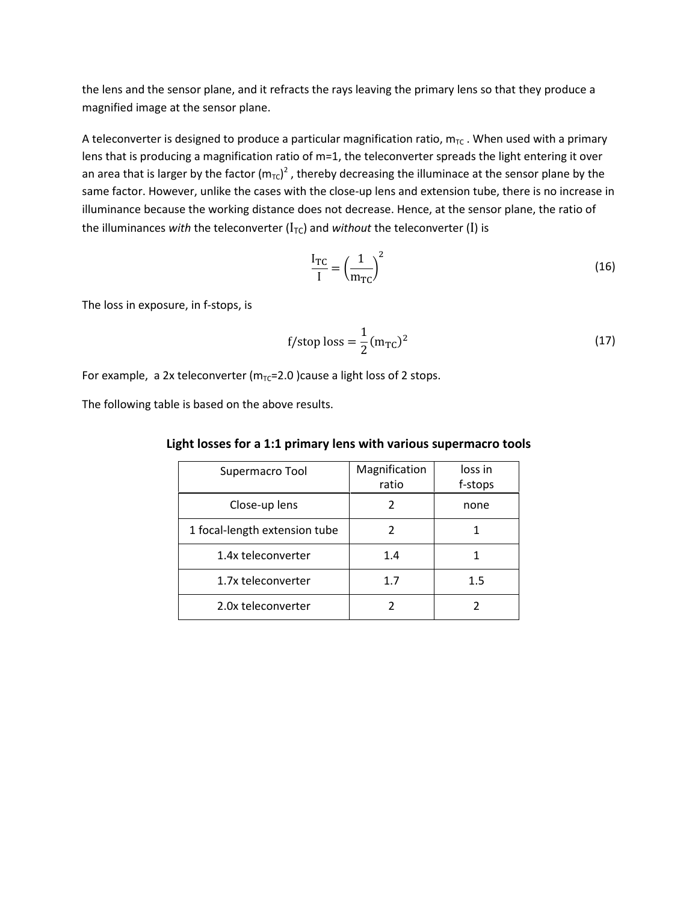the lens and the sensor plane, and it refracts the rays leaving the primary lens so that they produce a magnified image at the sensor plane.

A teleconverter is designed to produce a particular magnification ratio, $m_{TC}$ . When used with a primary lens that is producing a magnification ratio of m=1, the teleconverter spreads the light entering it over an area that is larger by the factor $(m_{TC})^2$ , thereby decreasing the illuminace at the sensor plane by the same factor. However, unlike the cases with the close-up lens and extension tube, there is no increase in illuminance because the working distance does not decrease. Hence, at the sensor plane, the ratio of the illuminances *with* the teleconverter ($I_{TC}$) and *without* the teleconverter (I) is

$$\frac{I_{TC}}{I} = \left(\frac{1}{m_{TC}}\right)^2 \tag{16}$$

The loss in exposure, in f-stops, is

$$\text{f/stop loss} = \frac{1}{2}(m_{TC})^2 \tag{17}$$

For example, a 2x teleconverter ($m_{TC}$=2.0 )cause a light loss of 2 stops.

The following table is based on the above results.

**Light losses for a 1:1 primary lens with various supermacro tools**

| Supermacro Tool | Magnification ratio | loss in f-stops |
|---|---|---|
| Close-up lens | 2 | none |
| 1 focal-length extension tube | 2 | 1 |
| 1.4x teleconverter | 1.4 | 1 |
| 1.7x teleconverter | 1.7 | 1.5 |
| 2.0x teleconverter | 2 | 2 |